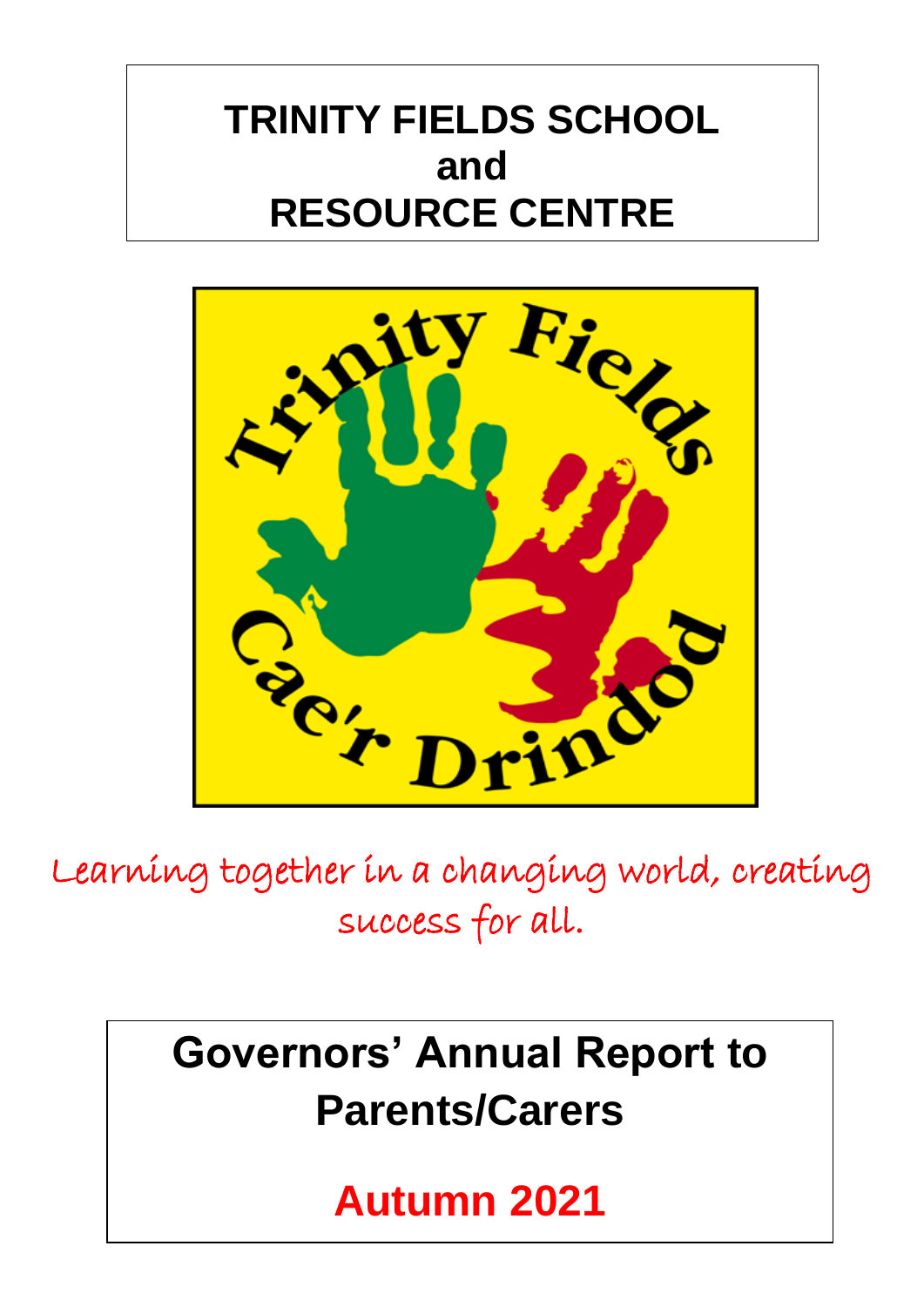# TRINITY FIELDS SCHOOL and RESOURCE CENTRE

Trinity Fields

Cae'r Drindod

*Learning together in a changing world, creating success for all.*

## Governors' Annual Report to Parents/Carers

**Autumn 2021**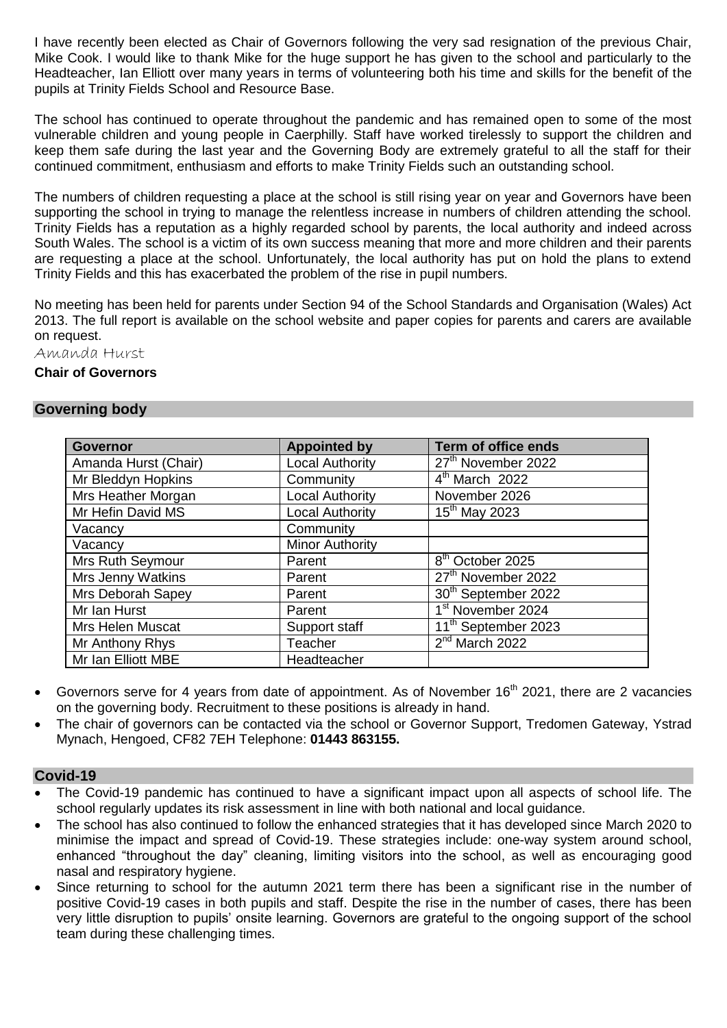I have recently been elected as Chair of Governors following the very sad resignation of the previous Chair, Mike Cook. I would like to thank Mike for the huge support he has given to the school and particularly to the Headteacher, Ian Elliott over many years in terms of volunteering both his time and skills for the benefit of the pupils at Trinity Fields School and Resource Base.

The school has continued to operate throughout the pandemic and has remained open to some of the most vulnerable children and young people in Caerphilly. Staff have worked tirelessly to support the children and keep them safe during the last year and the Governing Body are extremely grateful to all the staff for their continued commitment, enthusiasm and efforts to make Trinity Fields such an outstanding school.

The numbers of children requesting a place at the school is still rising year on year and Governors have been supporting the school in trying to manage the relentless increase in numbers of children attending the school. Trinity Fields has a reputation as a highly regarded school by parents, the local authority and indeed across South Wales. The school is a victim of its own success meaning that more and more children and their parents are requesting a place at the school. Unfortunately, the local authority has put on hold the plans to extend Trinity Fields and this has exacerbated the problem of the rise in pupil numbers.

No meeting has been held for parents under Section 94 of the School Standards and Organisation (Wales) Act 2013. The full report is available on the school website and paper copies for parents and carers are available on request.

Amanda Hurst

**Chair of Governors**

## Governing body

| Governor | Appointed by | Term of office ends |
|---|---|---|
| Amanda Hurst (Chair) | Local Authority | 27th November 2022 |
| Mr Bleddyn Hopkins | Community | 4th March 2022 |
| Mrs Heather Morgan | Local Authority | November 2026 |
| Mr Hefin David MS | Local Authority | 15th May 2023 |
| Vacancy | Community | |
| Vacancy | Minor Authority | |
| Mrs Ruth Seymour | Parent | 8th October 2025 |
| Mrs Jenny Watkins | Parent | 27th November 2022 |
| Mrs Deborah Sapey | Parent | 30th September 2022 |
| Mr Ian Hurst | Parent | 1st November 2024 |
| Mrs Helen Muscat | Support staff | 11th September 2023 |
| Mr Anthony Rhys | Teacher | 2nd March 2022 |
| Mr Ian Elliott MBE | Headteacher | |

- Governors serve for 4 years from date of appointment. As of November 16th 2021, there are 2 vacancies on the governing body. Recruitment to these positions is already in hand.
- The chair of governors can be contacted via the school or Governor Support, Tredomen Gateway, Ystrad Mynach, Hengoed, CF82 7EH Telephone: **01443 863155.**

## Covid-19

- The Covid-19 pandemic has continued to have a significant impact upon all aspects of school life. The school regularly updates its risk assessment in line with both national and local guidance.
- The school has also continued to follow the enhanced strategies that it has developed since March 2020 to minimise the impact and spread of Covid-19. These strategies include: one-way system around school, enhanced "throughout the day" cleaning, limiting visitors into the school, as well as encouraging good nasal and respiratory hygiene.
- Since returning to school for the autumn 2021 term there has been a significant rise in the number of positive Covid-19 cases in both pupils and staff. Despite the rise in the number of cases, there has been very little disruption to pupils' onsite learning. Governors are grateful to the ongoing support of the school team during these challenging times.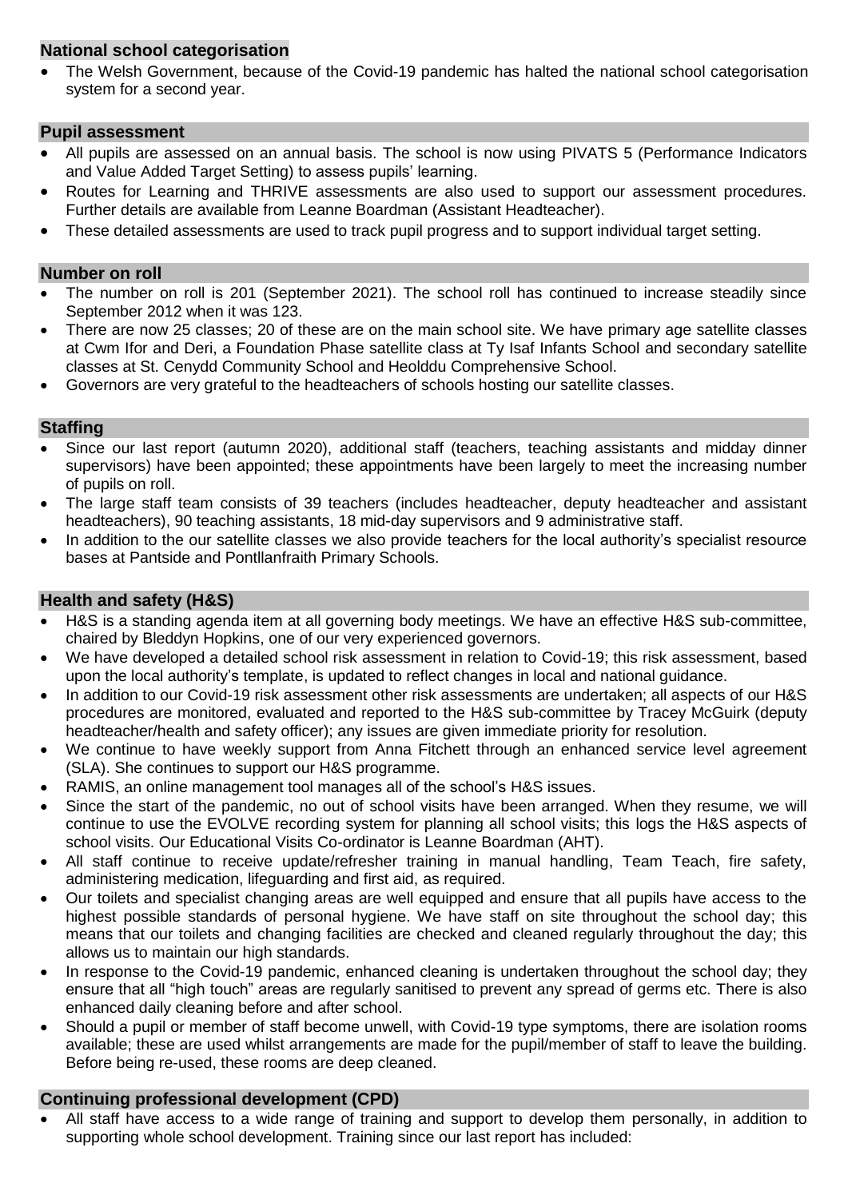## National school categorisation

- The Welsh Government, because of the Covid-19 pandemic has halted the national school categorisation system for a second year.

## Pupil assessment

- All pupils are assessed on an annual basis. The school is now using PIVATS 5 (Performance Indicators and Value Added Target Setting) to assess pupils' learning.
- Routes for Learning and THRIVE assessments are also used to support our assessment procedures. Further details are available from Leanne Boardman (Assistant Headteacher).
- These detailed assessments are used to track pupil progress and to support individual target setting.

## Number on roll

- The number on roll is 201 (September 2021). The school roll has continued to increase steadily since September 2012 when it was 123.
- There are now 25 classes; 20 of these are on the main school site. We have primary age satellite classes at Cwm Ifor and Deri, a Foundation Phase satellite class at Ty Isaf Infants School and secondary satellite classes at St. Cenydd Community School and Heolddu Comprehensive School.
- Governors are very grateful to the headteachers of schools hosting our satellite classes.

## Staffing

- Since our last report (autumn 2020), additional staff (teachers, teaching assistants and midday dinner supervisors) have been appointed; these appointments have been largely to meet the increasing number of pupils on roll.
- The large staff team consists of 39 teachers (includes headteacher, deputy headteacher and assistant headteachers), 90 teaching assistants, 18 mid-day supervisors and 9 administrative staff.
- In addition to the our satellite classes we also provide teachers for the local authority's specialist resource bases at Pantside and Pontllanfraith Primary Schools.

## Health and safety (H&S)

- H&S is a standing agenda item at all governing body meetings. We have an effective H&S sub-committee, chaired by Bleddyn Hopkins, one of our very experienced governors.
- We have developed a detailed school risk assessment in relation to Covid-19; this risk assessment, based upon the local authority's template, is updated to reflect changes in local and national guidance.
- In addition to our Covid-19 risk assessment other risk assessments are undertaken; all aspects of our H&S procedures are monitored, evaluated and reported to the H&S sub-committee by Tracey McGuirk (deputy headteacher/health and safety officer); any issues are given immediate priority for resolution.
- We continue to have weekly support from Anna Fitchett through an enhanced service level agreement (SLA). She continues to support our H&S programme.
- RAMIS, an online management tool manages all of the school's H&S issues.
- Since the start of the pandemic, no out of school visits have been arranged. When they resume, we will continue to use the EVOLVE recording system for planning all school visits; this logs the H&S aspects of school visits. Our Educational Visits Co-ordinator is Leanne Boardman (AHT).
- All staff continue to receive update/refresher training in manual handling, Team Teach, fire safety, administering medication, lifeguarding and first aid, as required.
- Our toilets and specialist changing areas are well equipped and ensure that all pupils have access to the highest possible standards of personal hygiene. We have staff on site throughout the school day; this means that our toilets and changing facilities are checked and cleaned regularly throughout the day; this allows us to maintain our high standards.
- In response to the Covid-19 pandemic, enhanced cleaning is undertaken throughout the school day; they ensure that all "high touch" areas are regularly sanitised to prevent any spread of germs etc. There is also enhanced daily cleaning before and after school.
- Should a pupil or member of staff become unwell, with Covid-19 type symptoms, there are isolation rooms available; these are used whilst arrangements are made for the pupil/member of staff to leave the building. Before being re-used, these rooms are deep cleaned.

## Continuing professional development (CPD)

- All staff have access to a wide range of training and support to develop them personally, in addition to supporting whole school development. Training since our last report has included: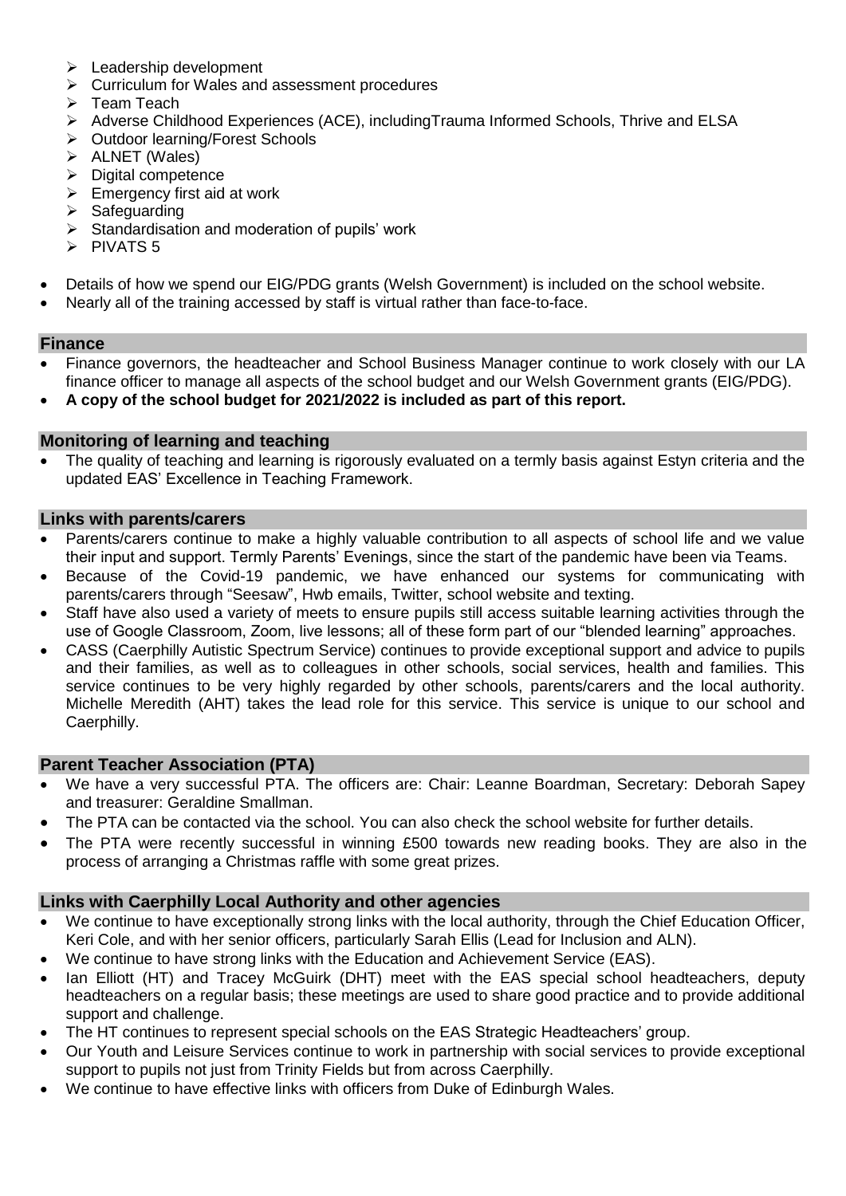- Leadership development
- Curriculum for Wales and assessment procedures
- Team Teach
- Adverse Childhood Experiences (ACE), includingTrauma Informed Schools, Thrive and ELSA
- Outdoor learning/Forest Schools
- ALNET (Wales)
- Digital competence
- Emergency first aid at work
- Safeguarding
- Standardisation and moderation of pupils' work
- PIVATS 5

- Details of how we spend our EIG/PDG grants (Welsh Government) is included on the school website.
- Nearly all of the training accessed by staff is virtual rather than face-to-face.

## Finance

- Finance governors, the headteacher and School Business Manager continue to work closely with our LA finance officer to manage all aspects of the school budget and our Welsh Government grants (EIG/PDG).
- **A copy of the school budget for 2021/2022 is included as part of this report.**

## Monitoring of learning and teaching

- The quality of teaching and learning is rigorously evaluated on a termly basis against Estyn criteria and the updated EAS' Excellence in Teaching Framework.

## Links with parents/carers

- Parents/carers continue to make a highly valuable contribution to all aspects of school life and we value their input and support. Termly Parents' Evenings, since the start of the pandemic have been via Teams.
- Because of the Covid-19 pandemic, we have enhanced our systems for communicating with parents/carers through "Seesaw", Hwb emails, Twitter, school website and texting.
- Staff have also used a variety of meets to ensure pupils still access suitable learning activities through the use of Google Classroom, Zoom, live lessons; all of these form part of our "blended learning" approaches.
- CASS (Caerphilly Autistic Spectrum Service) continues to provide exceptional support and advice to pupils and their families, as well as to colleagues in other schools, social services, health and families. This service continues to be very highly regarded by other schools, parents/carers and the local authority. Michelle Meredith (AHT) takes the lead role for this service. This service is unique to our school and Caerphilly.

## Parent Teacher Association (PTA)

- We have a very successful PTA. The officers are: Chair: Leanne Boardman, Secretary: Deborah Sapey and treasurer: Geraldine Smallman.
- The PTA can be contacted via the school. You can also check the school website for further details.
- The PTA were recently successful in winning £500 towards new reading books. They are also in the process of arranging a Christmas raffle with some great prizes.

## Links with Caerphilly Local Authority and other agencies

- We continue to have exceptionally strong links with the local authority, through the Chief Education Officer, Keri Cole, and with her senior officers, particularly Sarah Ellis (Lead for Inclusion and ALN).
- We continue to have strong links with the Education and Achievement Service (EAS).
- Ian Elliott (HT) and Tracey McGuirk (DHT) meet with the EAS special school headteachers, deputy headteachers on a regular basis; these meetings are used to share good practice and to provide additional support and challenge.
- The HT continues to represent special schools on the EAS Strategic Headteachers' group.
- Our Youth and Leisure Services continue to work in partnership with social services to provide exceptional support to pupils not just from Trinity Fields but from across Caerphilly.
- We continue to have effective links with officers from Duke of Edinburgh Wales.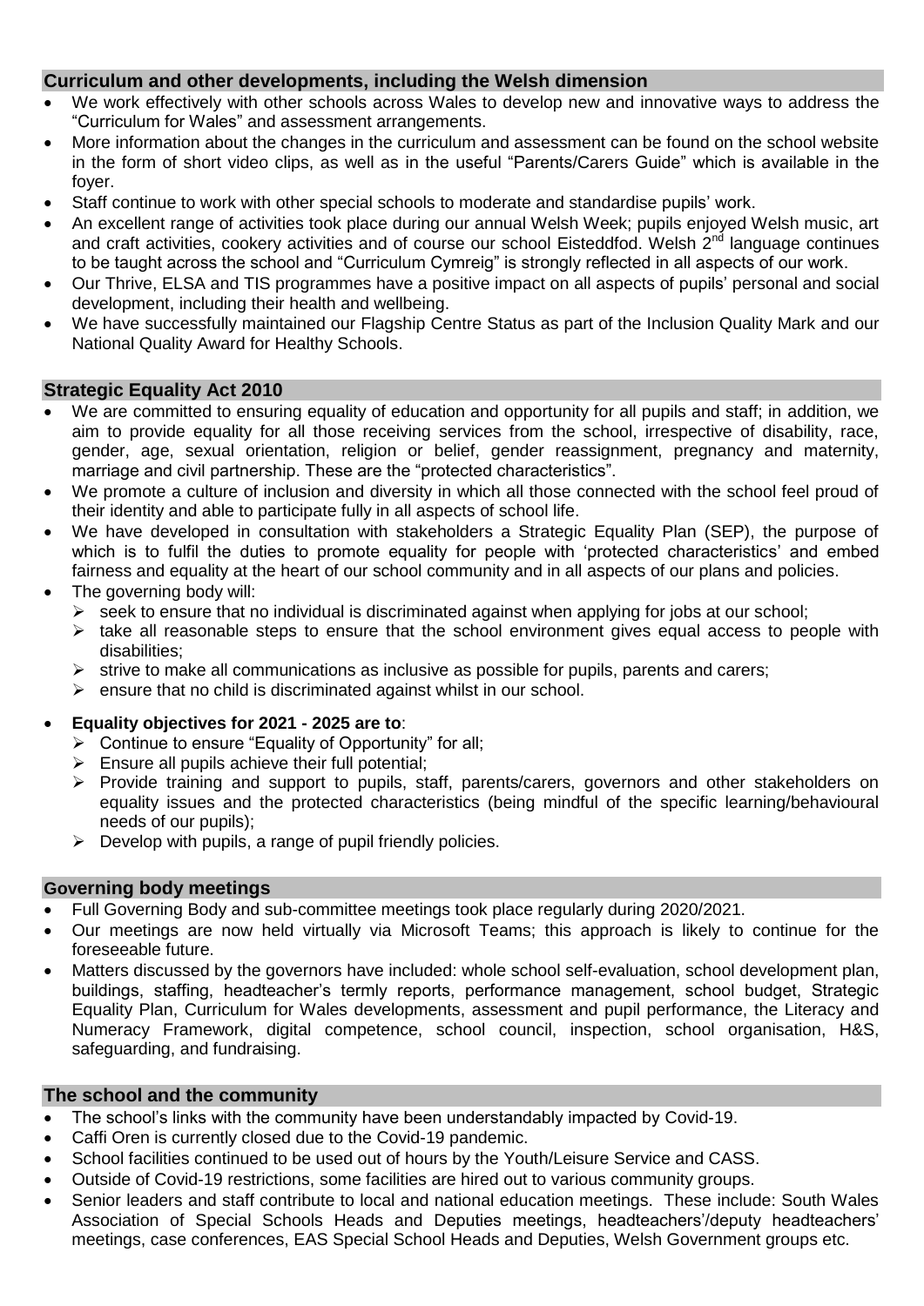## Curriculum and other developments, including the Welsh dimension

- We work effectively with other schools across Wales to develop new and innovative ways to address the "Curriculum for Wales" and assessment arrangements.
- More information about the changes in the curriculum and assessment can be found on the school website in the form of short video clips, as well as in the useful "Parents/Carers Guide" which is available in the foyer.
- Staff continue to work with other special schools to moderate and standardise pupils' work.
- An excellent range of activities took place during our annual Welsh Week; pupils enjoyed Welsh music, art and craft activities, cookery activities and of course our school Eisteddfod. Welsh 2nd language continues to be taught across the school and "Curriculum Cymreig" is strongly reflected in all aspects of our work.
- Our Thrive, ELSA and TIS programmes have a positive impact on all aspects of pupils' personal and social development, including their health and wellbeing.
- We have successfully maintained our Flagship Centre Status as part of the Inclusion Quality Mark and our National Quality Award for Healthy Schools.

## Strategic Equality Act 2010

- We are committed to ensuring equality of education and opportunity for all pupils and staff; in addition, we aim to provide equality for all those receiving services from the school, irrespective of disability, race, gender, age, sexual orientation, religion or belief, gender reassignment, pregnancy and maternity, marriage and civil partnership. These are the "protected characteristics".
- We promote a culture of inclusion and diversity in which all those connected with the school feel proud of their identity and able to participate fully in all aspects of school life.
- We have developed in consultation with stakeholders a Strategic Equality Plan (SEP), the purpose of which is to fulfil the duties to promote equality for people with 'protected characteristics' and embed fairness and equality at the heart of our school community and in all aspects of our plans and policies.
- The governing body will:
  - seek to ensure that no individual is discriminated against when applying for jobs at our school;
  - take all reasonable steps to ensure that the school environment gives equal access to people with disabilities;
  - strive to make all communications as inclusive as possible for pupils, parents and carers;
  - ensure that no child is discriminated against whilst in our school.
- **Equality objectives for 2021 - 2025 are to**:
  - Continue to ensure "Equality of Opportunity" for all;
  - Ensure all pupils achieve their full potential;
  - Provide training and support to pupils, staff, parents/carers, governors and other stakeholders on equality issues and the protected characteristics (being mindful of the specific learning/behavioural needs of our pupils);
  - Develop with pupils, a range of pupil friendly policies.

## Governing body meetings

- Full Governing Body and sub-committee meetings took place regularly during 2020/2021.
- Our meetings are now held virtually via Microsoft Teams; this approach is likely to continue for the foreseeable future.
- Matters discussed by the governors have included: whole school self-evaluation, school development plan, buildings, staffing, headteacher's termly reports, performance management, school budget, Strategic Equality Plan, Curriculum for Wales developments, assessment and pupil performance, the Literacy and Numeracy Framework, digital competence, school council, inspection, school organisation, H&S, safeguarding, and fundraising.

## The school and the community

- The school's links with the community have been understandably impacted by Covid-19.
- Caffi Oren is currently closed due to the Covid-19 pandemic.
- School facilities continued to be used out of hours by the Youth/Leisure Service and CASS.
- Outside of Covid-19 restrictions, some facilities are hired out to various community groups.
- Senior leaders and staff contribute to local and national education meetings. These include: South Wales Association of Special Schools Heads and Deputies meetings, headteachers'/deputy headteachers' meetings, case conferences, EAS Special School Heads and Deputies, Welsh Government groups etc.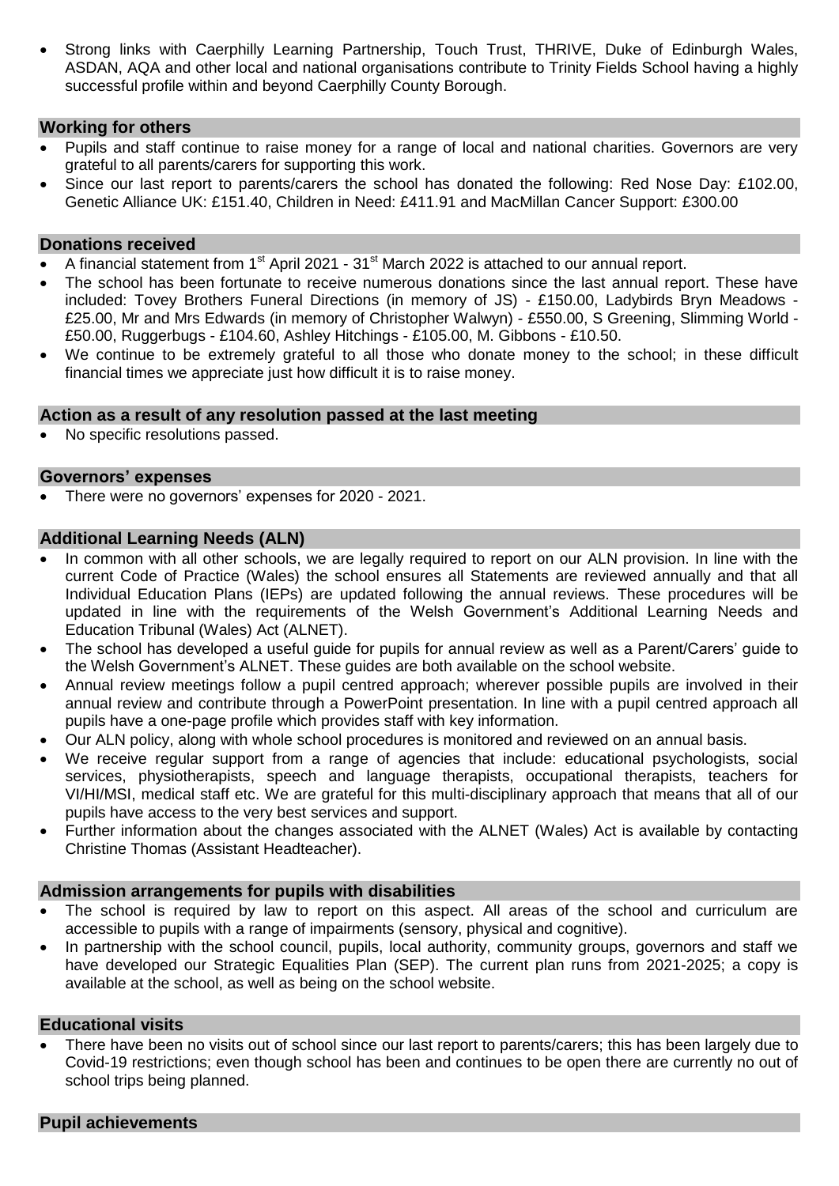- Strong links with Caerphilly Learning Partnership, Touch Trust, THRIVE, Duke of Edinburgh Wales, ASDAN, AQA and other local and national organisations contribute to Trinity Fields School having a highly successful profile within and beyond Caerphilly County Borough.

## Working for others

- Pupils and staff continue to raise money for a range of local and national charities. Governors are very grateful to all parents/carers for supporting this work.
- Since our last report to parents/carers the school has donated the following: Red Nose Day: £102.00, Genetic Alliance UK: £151.40, Children in Need: £411.91 and MacMillan Cancer Support: £300.00

## Donations received

- A financial statement from 1st April 2021 - 31st March 2022 is attached to our annual report.
- The school has been fortunate to receive numerous donations since the last annual report. These have included: Tovey Brothers Funeral Directions (in memory of JS) - £150.00, Ladybirds Bryn Meadows - £25.00, Mr and Mrs Edwards (in memory of Christopher Walwyn) - £550.00, S Greening, Slimming World - £50.00, Ruggerbugs - £104.60, Ashley Hitchings - £105.00, M. Gibbons - £10.50.
- We continue to be extremely grateful to all those who donate money to the school; in these difficult financial times we appreciate just how difficult it is to raise money.

## Action as a result of any resolution passed at the last meeting

- No specific resolutions passed.

## Governors' expenses

- There were no governors' expenses for 2020 - 2021.

## Additional Learning Needs (ALN)

- In common with all other schools, we are legally required to report on our ALN provision. In line with the current Code of Practice (Wales) the school ensures all Statements are reviewed annually and that all Individual Education Plans (IEPs) are updated following the annual reviews. These procedures will be updated in line with the requirements of the Welsh Government's Additional Learning Needs and Education Tribunal (Wales) Act (ALNET).
- The school has developed a useful guide for pupils for annual review as well as a Parent/Carers' guide to the Welsh Government's ALNET. These guides are both available on the school website.
- Annual review meetings follow a pupil centred approach; wherever possible pupils are involved in their annual review and contribute through a PowerPoint presentation. In line with a pupil centred approach all pupils have a one-page profile which provides staff with key information.
- Our ALN policy, along with whole school procedures is monitored and reviewed on an annual basis.
- We receive regular support from a range of agencies that include: educational psychologists, social services, physiotherapists, speech and language therapists, occupational therapists, teachers for VI/HI/MSI, medical staff etc. We are grateful for this multi-disciplinary approach that means that all of our pupils have access to the very best services and support.
- Further information about the changes associated with the ALNET (Wales) Act is available by contacting Christine Thomas (Assistant Headteacher).

## Admission arrangements for pupils with disabilities

- The school is required by law to report on this aspect. All areas of the school and curriculum are accessible to pupils with a range of impairments (sensory, physical and cognitive).
- In partnership with the school council, pupils, local authority, community groups, governors and staff we have developed our Strategic Equalities Plan (SEP). The current plan runs from 2021-2025; a copy is available at the school, as well as being on the school website.

## Educational visits

- There have been no visits out of school since our last report to parents/carers; this has been largely due to Covid-19 restrictions; even though school has been and continues to be open there are currently no out of school trips being planned.

## Pupil achievements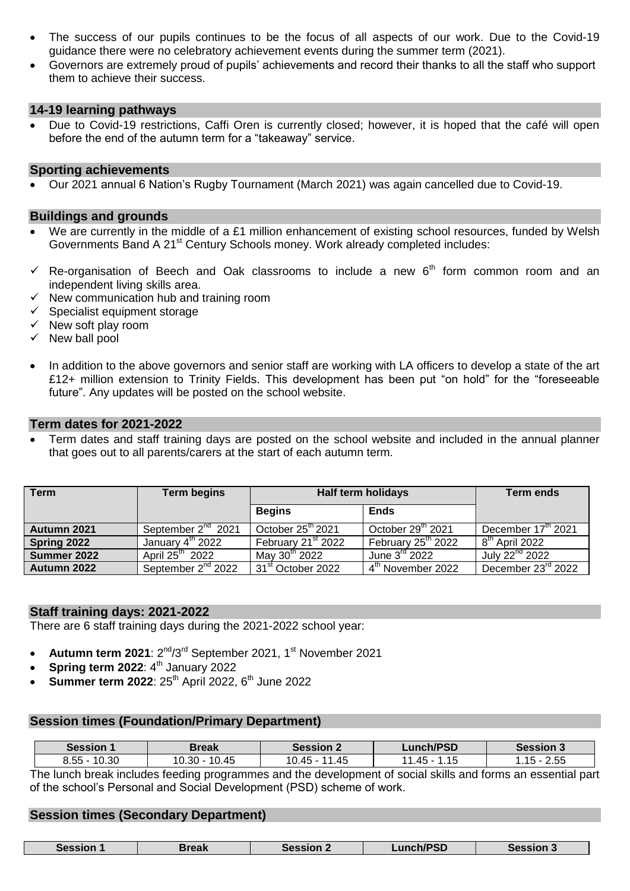- The success of our pupils continues to be the focus of all aspects of our work. Due to the Covid-19 guidance there were no celebratory achievement events during the summer term (2021).
- Governors are extremely proud of pupils' achievements and record their thanks to all the staff who support them to achieve their success.

## 14-19 learning pathways

- Due to Covid-19 restrictions, Caffi Oren is currently closed; however, it is hoped that the café will open before the end of the autumn term for a "takeaway" service.

## Sporting achievements

- Our 2021 annual 6 Nation's Rugby Tournament (March 2021) was again cancelled due to Covid-19.

## Buildings and grounds

- We are currently in the middle of a £1 million enhancement of existing school resources, funded by Welsh Governments Band A 21st Century Schools money. Work already completed includes:

- ✓ Re-organisation of Beech and Oak classrooms to include a new 6th form common room and an independent living skills area.
- ✓ New communication hub and training room
- ✓ Specialist equipment storage
- ✓ New soft play room
- ✓ New ball pool

- In addition to the above governors and senior staff are working with LA officers to develop a state of the art £12+ million extension to Trinity Fields. This development has been put "on hold" for the "foreseeable future". Any updates will be posted on the school website.

## Term dates for 2021-2022

- Term dates and staff training days are posted on the school website and included in the annual planner that goes out to all parents/carers at the start of each autumn term.

| Term | Term begins | Half term holidays | | Term ends |
|---|---|---|---|---|
| | | **Begins** | **Ends** | |
| **Autumn 2021** | September 2nd 2021 | October 25th 2021 | October 29th 2021 | December 17th 2021 |
| **Spring 2022** | January 4th 2022 | February 21st 2022 | February 25th 2022 | 8th April 2022 |
| **Summer 2022** | April 25th 2022 | May 30th 2022 | June 3rd 2022 | July 22nd 2022 |
| **Autumn 2022** | September 2nd 2022 | 31st October 2022 | 4th November 2022 | December 23rd 2022 |

## Staff training days: 2021-2022

There are 6 staff training days during the 2021-2022 school year:

- **Autumn term 2021**: 2nd/3rd September 2021, 1st November 2021
- **Spring term 2022**: 4th January 2022
- **Summer term 2022**: 25th April 2022, 6th June 2022

## Session times (Foundation/Primary Department)

| Session 1 | Break | Session 2 | Lunch/PSD | Session 3 |
|---|---|---|---|---|
| 8.55 - 10.30 | 10.30 - 10.45 | 10.45 - 11.45 | 11.45 - 1.15 | 1.15 - 2.55 |

The lunch break includes feeding programmes and the development of social skills and forms an essential part of the school's Personal and Social Development (PSD) scheme of work.

## Session times (Secondary Department)

| Session 1 | Break | Session 2 | Lunch/PSD | Session 3 |
|---|---|---|---|---|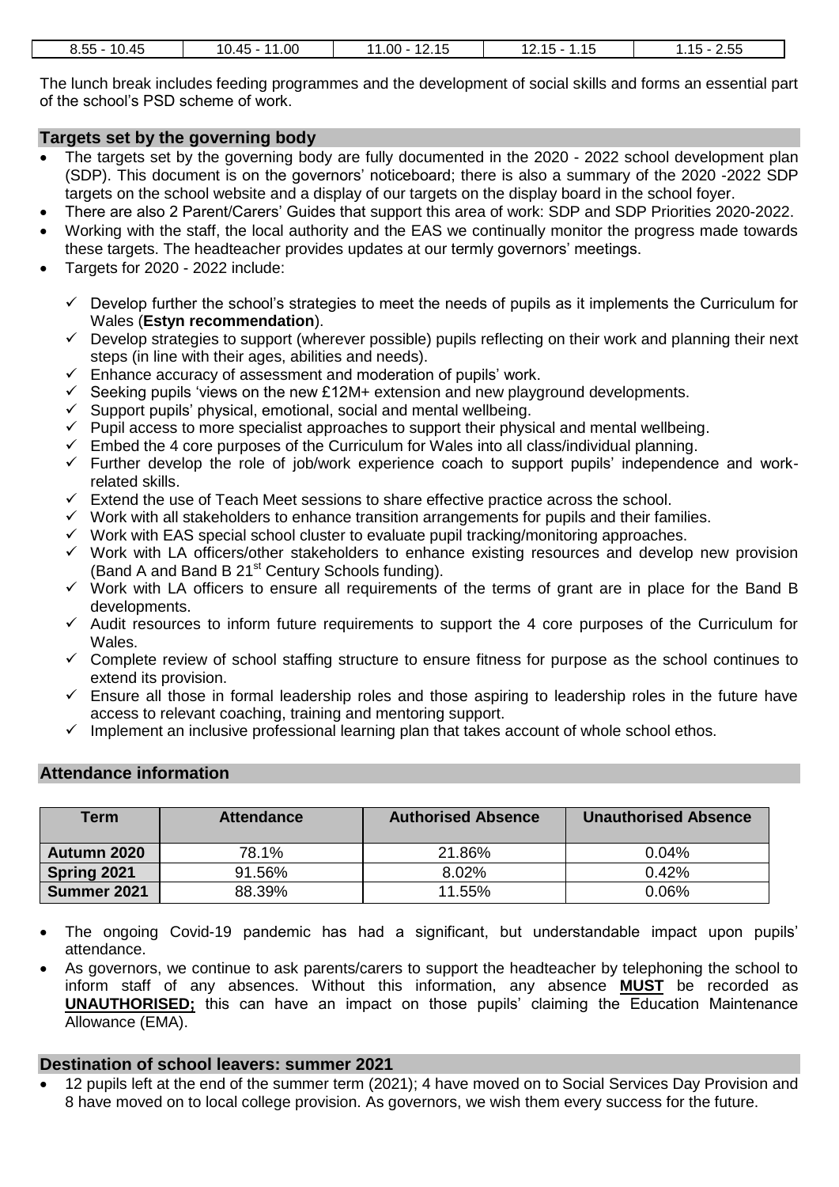| 8.55 - 10.45 | 10.45 - 11.00 | 11.00 - 12.15 | 12.15 - 1.15 | 1.15 - 2.55 |
|---|---|---|---|---|

The lunch break includes feeding programmes and the development of social skills and forms an essential part of the school's PSD scheme of work.

## Targets set by the governing body

- The targets set by the governing body are fully documented in the 2020 - 2022 school development plan (SDP). This document is on the governors' noticeboard; there is also a summary of the 2020 -2022 SDP targets on the school website and a display of our targets on the display board in the school foyer.
- There are also 2 Parent/Carers' Guides that support this area of work: SDP and SDP Priorities 2020-2022.
- Working with the staff, the local authority and the EAS we continually monitor the progress made towards these targets. The headteacher provides updates at our termly governors' meetings.
- Targets for 2020 - 2022 include:
  - ✓ Develop further the school's strategies to meet the needs of pupils as it implements the Curriculum for Wales (**Estyn recommendation**).
  - ✓ Develop strategies to support (wherever possible) pupils reflecting on their work and planning their next steps (in line with their ages, abilities and needs).
  - ✓ Enhance accuracy of assessment and moderation of pupils' work.
  - ✓ Seeking pupils 'views on the new £12M+ extension and new playground developments.
  - ✓ Support pupils' physical, emotional, social and mental wellbeing.
  - ✓ Pupil access to more specialist approaches to support their physical and mental wellbeing.
  - ✓ Embed the 4 core purposes of the Curriculum for Wales into all class/individual planning.
  - ✓ Further develop the role of job/work experience coach to support pupils' independence and work-related skills.
  - ✓ Extend the use of Teach Meet sessions to share effective practice across the school.
  - ✓ Work with all stakeholders to enhance transition arrangements for pupils and their families.
  - ✓ Work with EAS special school cluster to evaluate pupil tracking/monitoring approaches.
  - ✓ Work with LA officers/other stakeholders to enhance existing resources and develop new provision (Band A and Band B 21st Century Schools funding).
  - ✓ Work with LA officers to ensure all requirements of the terms of grant are in place for the Band B developments.
  - ✓ Audit resources to inform future requirements to support the 4 core purposes of the Curriculum for Wales.
  - ✓ Complete review of school staffing structure to ensure fitness for purpose as the school continues to extend its provision.
  - ✓ Ensure all those in formal leadership roles and those aspiring to leadership roles in the future have access to relevant coaching, training and mentoring support.
  - ✓ Implement an inclusive professional learning plan that takes account of whole school ethos.

## Attendance information

| Term | Attendance | Authorised Absence | Unauthorised Absence |
|---|---|---|---|
| **Autumn 2020** | 78.1% | 21.86% | 0.04% |
| **Spring 2021** | 91.56% | 8.02% | 0.42% |
| **Summer 2021** | 88.39% | 11.55% | 0.06% |

- The ongoing Covid-19 pandemic has had a significant, but understandable impact upon pupils' attendance.
- As governors, we continue to ask parents/carers to support the headteacher by telephoning the school to inform staff of any absences. Without this information, any absence **MUST** be recorded as **UNAUTHORISED;** this can have an impact on those pupils' claiming the Education Maintenance Allowance (EMA).

## Destination of school leavers: summer 2021

- 12 pupils left at the end of the summer term (2021); 4 have moved on to Social Services Day Provision and 8 have moved on to local college provision. As governors, we wish them every success for the future.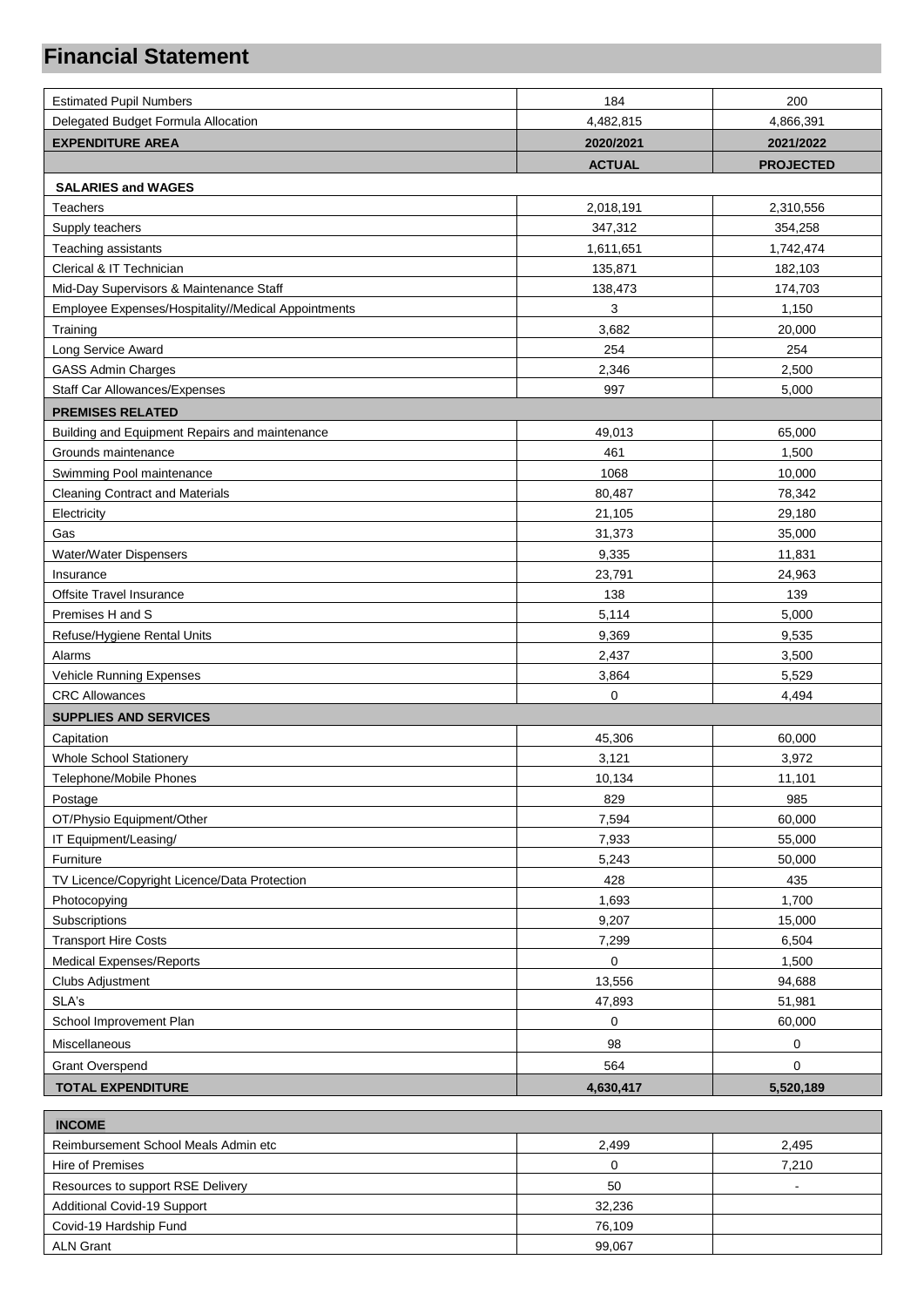# Financial Statement

| | | |
|---|---|---|
| Estimated Pupil Numbers | 184 | 200 |
| Delegated Budget Formula Allocation | 4,482,815 | 4,866,391 |
| **EXPENDITURE AREA** | **2020/2021** | **2021/2022** |
| | **ACTUAL** | **PROJECTED** |
| **SALARIES and WAGES** | | |
| Teachers | 2,018,191 | 2,310,556 |
| Supply teachers | 347,312 | 354,258 |
| Teaching assistants | 1,611,651 | 1,742,474 |
| Clerical & IT Technician | 135,871 | 182,103 |
| Mid-Day Supervisors & Maintenance Staff | 138,473 | 174,703 |
| Employee Expenses/Hospitality//Medical Appointments | 3 | 1,150 |
| Training | 3,682 | 20,000 |
| Long Service Award | 254 | 254 |
| GASS Admin Charges | 2,346 | 2,500 |
| Staff Car Allowances/Expenses | 997 | 5,000 |
| **PREMISES RELATED** | | |
| Building and Equipment Repairs and maintenance | 49,013 | 65,000 |
| Grounds maintenance | 461 | 1,500 |
| Swimming Pool maintenance | 1068 | 10,000 |
| Cleaning Contract and Materials | 80,487 | 78,342 |
| Electricity | 21,105 | 29,180 |
| Gas | 31,373 | 35,000 |
| Water/Water Dispensers | 9,335 | 11,831 |
| Insurance | 23,791 | 24,963 |
| Offsite Travel Insurance | 138 | 139 |
| Premises H and S | 5,114 | 5,000 |
| Refuse/Hygiene Rental Units | 9,369 | 9,535 |
| Alarms | 2,437 | 3,500 |
| Vehicle Running Expenses | 3,864 | 5,529 |
| CRC Allowances | 0 | 4,494 |
| **SUPPLIES AND SERVICES** | | |
| Capitation | 45,306 | 60,000 |
| Whole School Stationery | 3,121 | 3,972 |
| Telephone/Mobile Phones | 10,134 | 11,101 |
| Postage | 829 | 985 |
| OT/Physio Equipment/Other | 7,594 | 60,000 |
| IT Equipment/Leasing/ | 7,933 | 55,000 |
| Furniture | 5,243 | 50,000 |
| TV Licence/Copyright Licence/Data Protection | 428 | 435 |
| Photocopying | 1,693 | 1,700 |
| Subscriptions | 9,207 | 15,000 |
| Transport Hire Costs | 7,299 | 6,504 |
| Medical Expenses/Reports | 0 | 1,500 |
| Clubs Adjustment | 13,556 | 94,688 |
| SLA's | 47,893 | 51,981 |
| School Improvement Plan | 0 | 60,000 |
| Miscellaneous | 98 | 0 |
| Grant Overspend | 564 | 0 |
| **TOTAL EXPENDITURE** | **4,630,417** | **5,520,189** |

| **INCOME** | | |
|---|---|---|
| Reimbursement School Meals Admin etc | 2,499 | 2,495 |
| Hire of Premises | 0 | 7,210 |
| Resources to support RSE Delivery | 50 | - |
| Additional Covid-19 Support | 32,236 | |
| Covid-19 Hardship Fund | 76,109 | |
| ALN Grant | 99,067 | |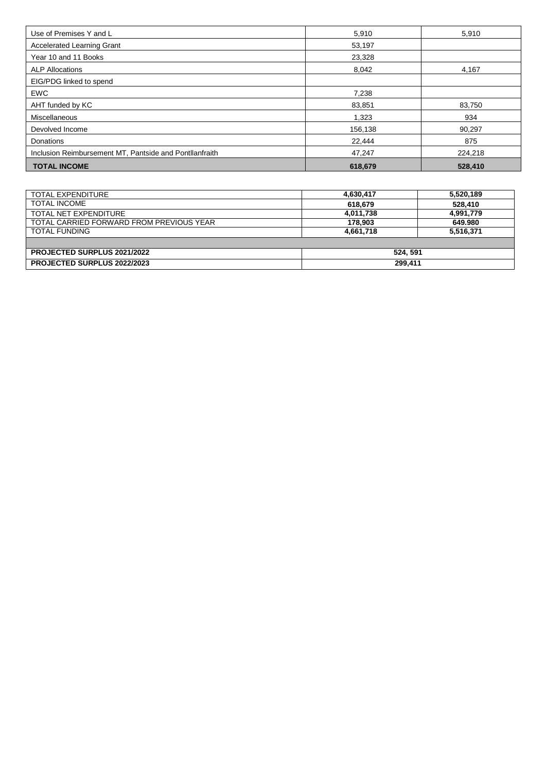| | | |
|---|---|---|
| Use of Premises Y and L | 5,910 | 5,910 |
| Accelerated Learning Grant | 53,197 | |
| Year 10 and 11 Books | 23,328 | |
| ALP Allocations | 8,042 | 4,167 |
| EIG/PDG linked to spend | | |
| EWC | 7,238 | |
| AHT funded by KC | 83,851 | 83,750 |
| Miscellaneous | 1,323 | 934 |
| Devolved Income | 156,138 | 90,297 |
| Donations | 22,444 | 875 |
| Inclusion Reimbursement MT, Pantside and Pontllanfraith | 47,247 | 224,218 |
| **TOTAL INCOME** | **618,679** | **528,410** |

| | | |
|---|---|---|
| TOTAL EXPENDITURE | **4,630,417** | **5,520,189** |
| TOTAL INCOME | **618,679** | **528,410** |
| TOTAL NET EXPENDITURE | **4,011,738** | **4,991,779** |
| TOTAL CARRIED FORWARD FROM PREVIOUS YEAR | **178,903** | **649.980** |
| TOTAL FUNDING | **4,661,718** | **5,516,371** |
| | | |
| **PROJECTED SURPLUS 2021/2022** | **524, 591** | |
| **PROJECTED SURPLUS 2022/2023** | **299,411** | |